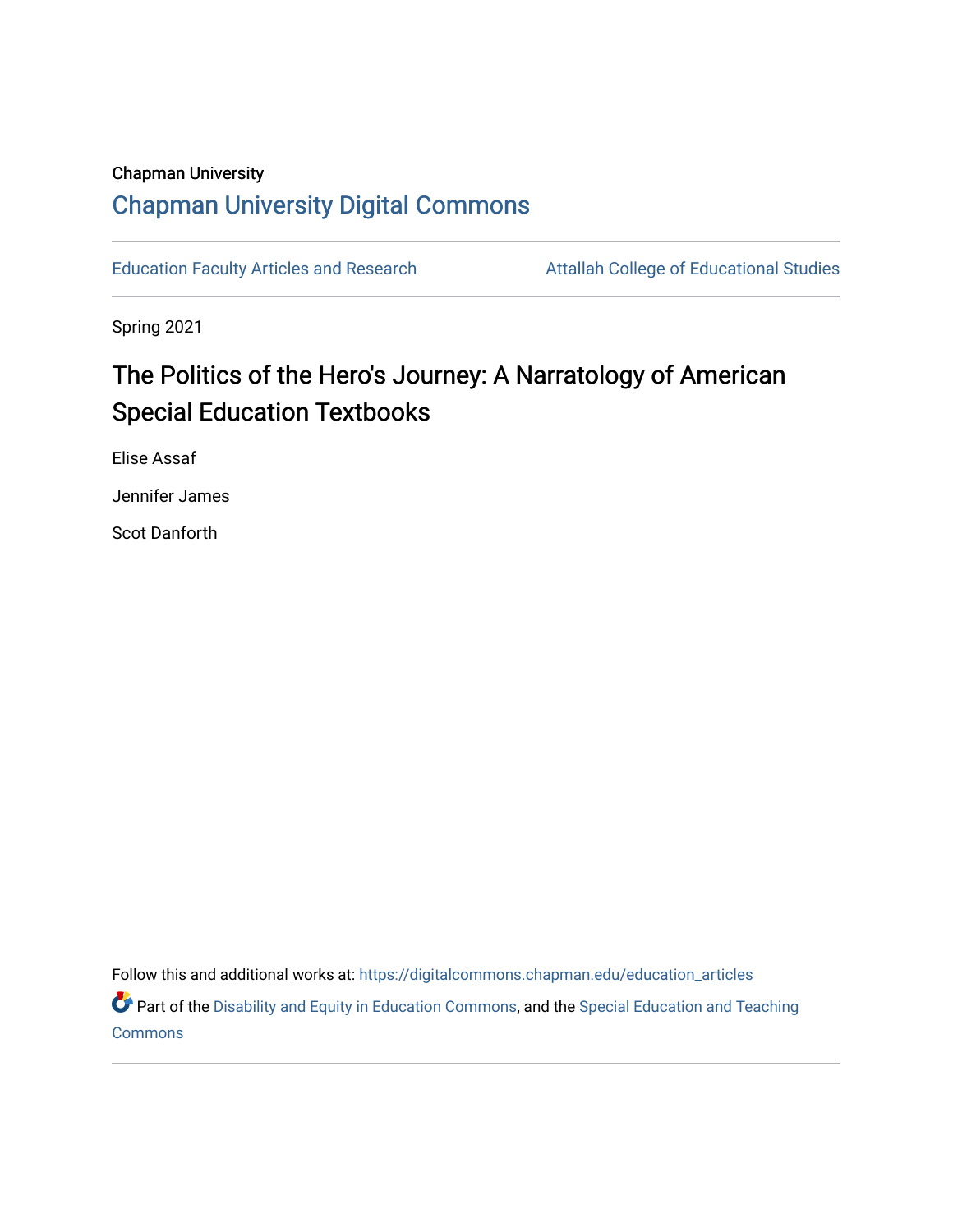Chapman University

## Chapman University Digital Commons

Education Faculty Articles and Research

Attallah College of Educational Studies

Spring 2021

# The Politics of the Hero's Journey: A Narratology of American Special Education Textbooks

Elise Assaf

Jennifer James

Scot Danforth

Follow this and additional works at: https://digitalcommons.chapman.edu/education_articles

Part of the Disability and Equity in Education Commons, and the Special Education and Teaching Commons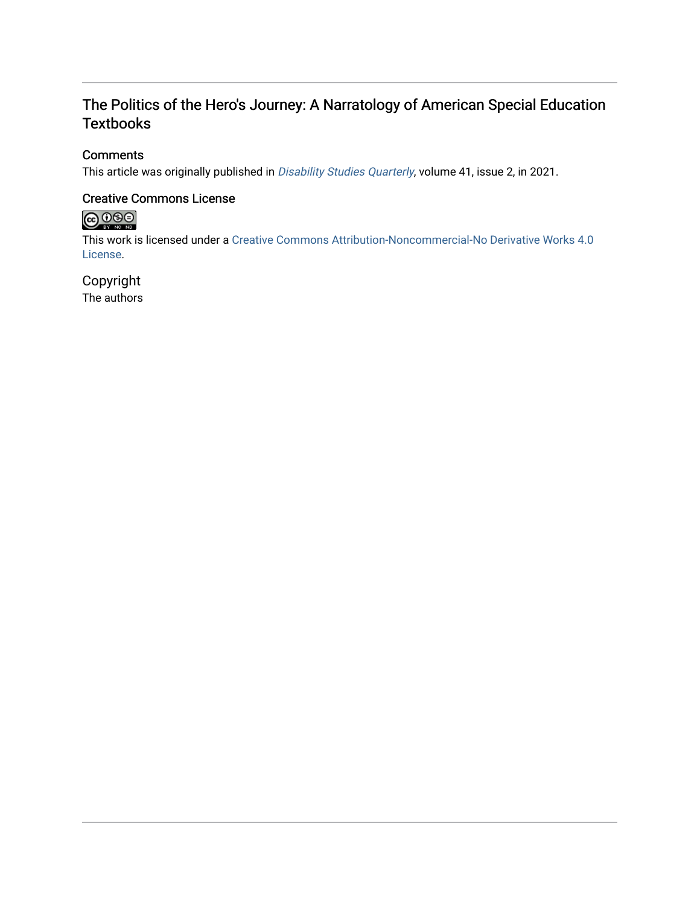## The Politics of the Hero's Journey: A Narratology of American Special Education Textbooks

### Comments

This article was originally published in *Disability Studies Quarterly*, volume 41, issue 2, in 2021.

### Creative Commons License

This work is licensed under a Creative Commons Attribution-Noncommercial-No Derivative Works 4.0 License.

### Copyright

The authors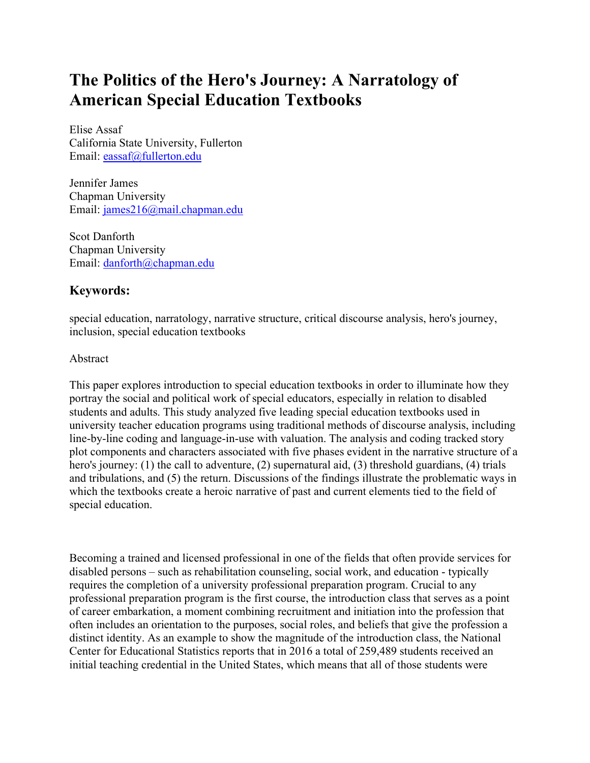# The Politics of the Hero's Journey: A Narratology of American Special Education Textbooks

Elise Assaf
California State University, Fullerton
Email: eassaf@fullerton.edu

Jennifer James
Chapman University
Email: james216@mail.chapman.edu

Scot Danforth
Chapman University
Email: danforth@chapman.edu

## Keywords:

special education, narratology, narrative structure, critical discourse analysis, hero's journey, inclusion, special education textbooks

Abstract

This paper explores introduction to special education textbooks in order to illuminate how they portray the social and political work of special educators, especially in relation to disabled students and adults. This study analyzed five leading special education textbooks used in university teacher education programs using traditional methods of discourse analysis, including line-by-line coding and language-in-use with valuation. The analysis and coding tracked story plot components and characters associated with five phases evident in the narrative structure of a hero's journey: (1) the call to adventure, (2) supernatural aid, (3) threshold guardians, (4) trials and tribulations, and (5) the return. Discussions of the findings illustrate the problematic ways in which the textbooks create a heroic narrative of past and current elements tied to the field of special education.

Becoming a trained and licensed professional in one of the fields that often provide services for disabled persons – such as rehabilitation counseling, social work, and education - typically requires the completion of a university professional preparation program. Crucial to any professional preparation program is the first course, the introduction class that serves as a point of career embarkation, a moment combining recruitment and initiation into the profession that often includes an orientation to the purposes, social roles, and beliefs that give the profession a distinct identity. As an example to show the magnitude of the introduction class, the National Center for Educational Statistics reports that in 2016 a total of 259,489 students received an initial teaching credential in the United States, which means that all of those students were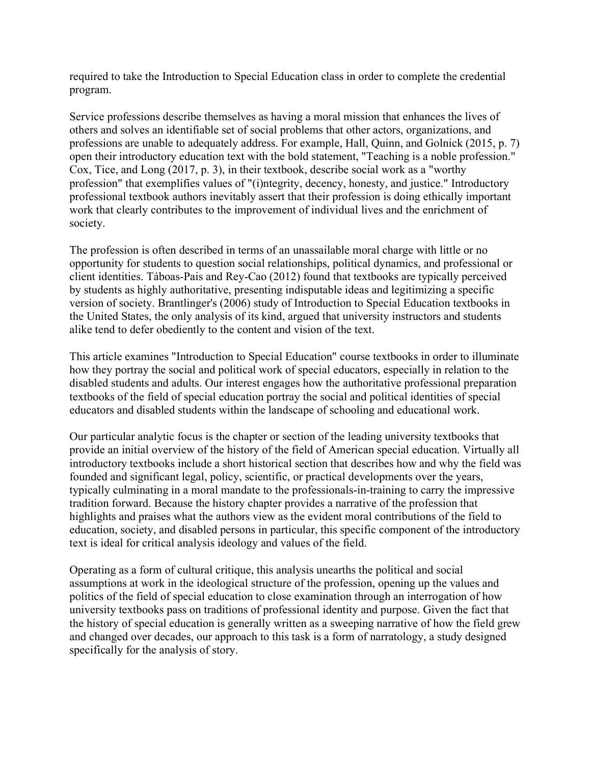required to take the Introduction to Special Education class in order to complete the credential program.

Service professions describe themselves as having a moral mission that enhances the lives of others and solves an identifiable set of social problems that other actors, organizations, and professions are unable to adequately address. For example, Hall, Quinn, and Golnick (2015, p. 7) open their introductory education text with the bold statement, "Teaching is a noble profession." Cox, Tice, and Long (2017, p. 3), in their textbook, describe social work as a "worthy profession" that exemplifies values of "(i)ntegrity, decency, honesty, and justice." Introductory professional textbook authors inevitably assert that their profession is doing ethically important work that clearly contributes to the improvement of individual lives and the enrichment of society.

The profession is often described in terms of an unassailable moral charge with little or no opportunity for students to question social relationships, political dynamics, and professional or client identities. Táboas-Pais and Rey-Cao (2012) found that textbooks are typically perceived by students as highly authoritative, presenting indisputable ideas and legitimizing a specific version of society. Brantlinger's (2006) study of Introduction to Special Education textbooks in the United States, the only analysis of its kind, argued that university instructors and students alike tend to defer obediently to the content and vision of the text.

This article examines "Introduction to Special Education" course textbooks in order to illuminate how they portray the social and political work of special educators, especially in relation to the disabled students and adults. Our interest engages how the authoritative professional preparation textbooks of the field of special education portray the social and political identities of special educators and disabled students within the landscape of schooling and educational work.

Our particular analytic focus is the chapter or section of the leading university textbooks that provide an initial overview of the history of the field of American special education. Virtually all introductory textbooks include a short historical section that describes how and why the field was founded and significant legal, policy, scientific, or practical developments over the years, typically culminating in a moral mandate to the professionals-in-training to carry the impressive tradition forward. Because the history chapter provides a narrative of the profession that highlights and praises what the authors view as the evident moral contributions of the field to education, society, and disabled persons in particular, this specific component of the introductory text is ideal for critical analysis ideology and values of the field.

Operating as a form of cultural critique, this analysis unearths the political and social assumptions at work in the ideological structure of the profession, opening up the values and politics of the field of special education to close examination through an interrogation of how university textbooks pass on traditions of professional identity and purpose. Given the fact that the history of special education is generally written as a sweeping narrative of how the field grew and changed over decades, our approach to this task is a form of narratology, a study designed specifically for the analysis of story.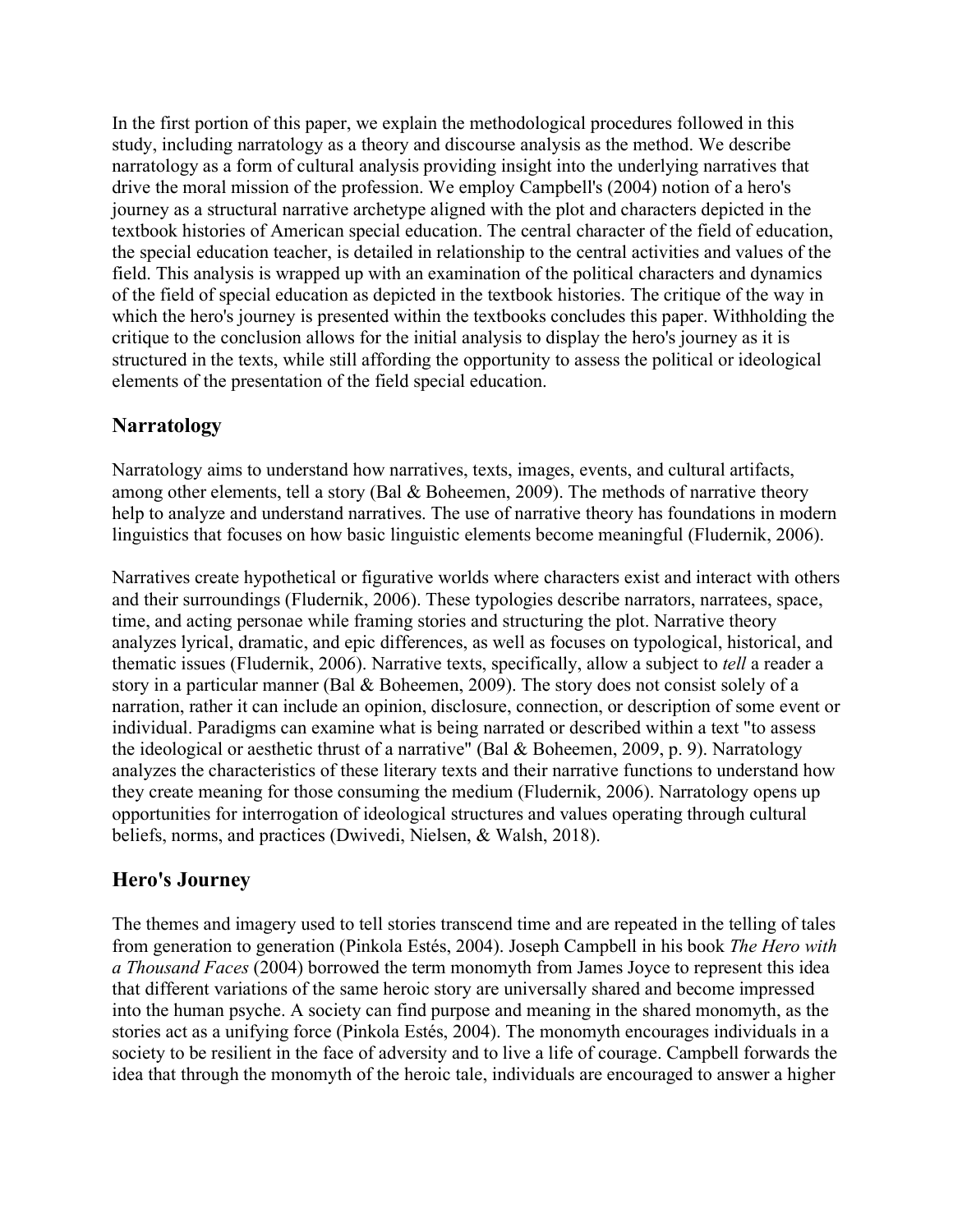In the first portion of this paper, we explain the methodological procedures followed in this study, including narratology as a theory and discourse analysis as the method. We describe narratology as a form of cultural analysis providing insight into the underlying narratives that drive the moral mission of the profession. We employ Campbell's (2004) notion of a hero's journey as a structural narrative archetype aligned with the plot and characters depicted in the textbook histories of American special education. The central character of the field of education, the special education teacher, is detailed in relationship to the central activities and values of the field. This analysis is wrapped up with an examination of the political characters and dynamics of the field of special education as depicted in the textbook histories. The critique of the way in which the hero's journey is presented within the textbooks concludes this paper. Withholding the critique to the conclusion allows for the initial analysis to display the hero's journey as it is structured in the texts, while still affording the opportunity to assess the political or ideological elements of the presentation of the field special education.

## Narratology

Narratology aims to understand how narratives, texts, images, events, and cultural artifacts, among other elements, tell a story (Bal & Boheemen, 2009). The methods of narrative theory help to analyze and understand narratives. The use of narrative theory has foundations in modern linguistics that focuses on how basic linguistic elements become meaningful (Fludernik, 2006).

Narratives create hypothetical or figurative worlds where characters exist and interact with others and their surroundings (Fludernik, 2006). These typologies describe narrators, narratees, space, time, and acting personae while framing stories and structuring the plot. Narrative theory analyzes lyrical, dramatic, and epic differences, as well as focuses on typological, historical, and thematic issues (Fludernik, 2006). Narrative texts, specifically, allow a subject to *tell* a reader a story in a particular manner (Bal & Boheemen, 2009). The story does not consist solely of a narration, rather it can include an opinion, disclosure, connection, or description of some event or individual. Paradigms can examine what is being narrated or described within a text "to assess the ideological or aesthetic thrust of a narrative" (Bal & Boheemen, 2009, p. 9). Narratology analyzes the characteristics of these literary texts and their narrative functions to understand how they create meaning for those consuming the medium (Fludernik, 2006). Narratology opens up opportunities for interrogation of ideological structures and values operating through cultural beliefs, norms, and practices (Dwivedi, Nielsen, & Walsh, 2018).

## Hero's Journey

The themes and imagery used to tell stories transcend time and are repeated in the telling of tales from generation to generation (Pinkola Estés, 2004). Joseph Campbell in his book *The Hero with a Thousand Faces* (2004) borrowed the term monomyth from James Joyce to represent this idea that different variations of the same heroic story are universally shared and become impressed into the human psyche. A society can find purpose and meaning in the shared monomyth, as the stories act as a unifying force (Pinkola Estés, 2004). The monomyth encourages individuals in a society to be resilient in the face of adversity and to live a life of courage. Campbell forwards the idea that through the monomyth of the heroic tale, individuals are encouraged to answer a higher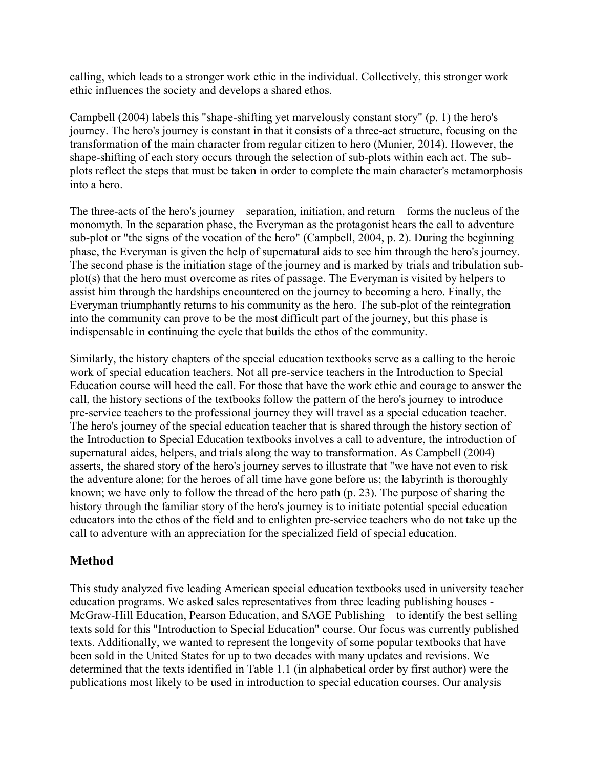calling, which leads to a stronger work ethic in the individual. Collectively, this stronger work ethic influences the society and develops a shared ethos.

Campbell (2004) labels this "shape-shifting yet marvelously constant story" (p. 1) the hero's journey. The hero's journey is constant in that it consists of a three-act structure, focusing on the transformation of the main character from regular citizen to hero (Munier, 2014). However, the shape-shifting of each story occurs through the selection of sub-plots within each act. The sub-plots reflect the steps that must be taken in order to complete the main character's metamorphosis into a hero.

The three-acts of the hero's journey – separation, initiation, and return – forms the nucleus of the monomyth. In the separation phase, the Everyman as the protagonist hears the call to adventure sub-plot or "the signs of the vocation of the hero" (Campbell, 2004, p. 2). During the beginning phase, the Everyman is given the help of supernatural aids to see him through the hero's journey. The second phase is the initiation stage of the journey and is marked by trials and tribulation sub-plot(s) that the hero must overcome as rites of passage. The Everyman is visited by helpers to assist him through the hardships encountered on the journey to becoming a hero. Finally, the Everyman triumphantly returns to his community as the hero. The sub-plot of the reintegration into the community can prove to be the most difficult part of the journey, but this phase is indispensable in continuing the cycle that builds the ethos of the community.

Similarly, the history chapters of the special education textbooks serve as a calling to the heroic work of special education teachers. Not all pre-service teachers in the Introduction to Special Education course will heed the call. For those that have the work ethic and courage to answer the call, the history sections of the textbooks follow the pattern of the hero's journey to introduce pre-service teachers to the professional journey they will travel as a special education teacher. The hero's journey of the special education teacher that is shared through the history section of the Introduction to Special Education textbooks involves a call to adventure, the introduction of supernatural aides, helpers, and trials along the way to transformation. As Campbell (2004) asserts, the shared story of the hero's journey serves to illustrate that "we have not even to risk the adventure alone; for the heroes of all time have gone before us; the labyrinth is thoroughly known; we have only to follow the thread of the hero path (p. 23). The purpose of sharing the history through the familiar story of the hero's journey is to initiate potential special education educators into the ethos of the field and to enlighten pre-service teachers who do not take up the call to adventure with an appreciation for the specialized field of special education.

## Method

This study analyzed five leading American special education textbooks used in university teacher education programs. We asked sales representatives from three leading publishing houses - McGraw-Hill Education, Pearson Education, and SAGE Publishing – to identify the best selling texts sold for this "Introduction to Special Education" course. Our focus was currently published texts. Additionally, we wanted to represent the longevity of some popular textbooks that have been sold in the United States for up to two decades with many updates and revisions. We determined that the texts identified in Table 1.1 (in alphabetical order by first author) were the publications most likely to be used in introduction to special education courses. Our analysis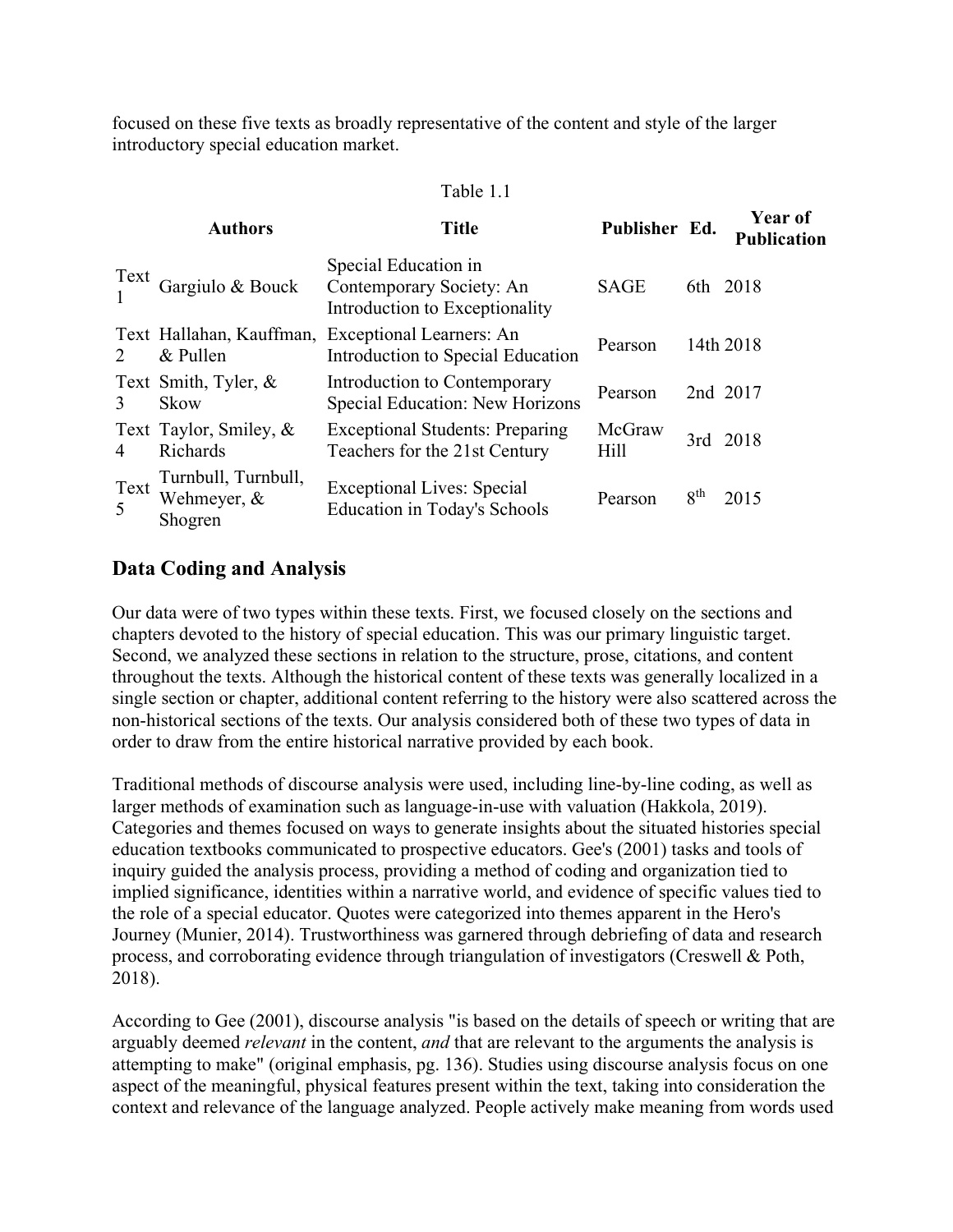focused on these five texts as broadly representative of the content and style of the larger introductory special education market.

Table 1.1

| | Authors | Title | Publisher | Ed. | Year of Publication |
|---|---|---|---|---|---|
| Text 1 | Gargiulo & Bouck | Special Education in Contemporary Society: An Introduction to Exceptionality | SAGE | 6th | 2018 |
| Text 2 | Hallahan, Kauffman, & Pullen | Exceptional Learners: An Introduction to Special Education | Pearson | 14th | 2018 |
| Text 3 | Smith, Tyler, & Skow | Introduction to Contemporary Special Education: New Horizons | Pearson | 2nd | 2017 |
| Text 4 | Taylor, Smiley, & Richards | Exceptional Students: Preparing Teachers for the 21st Century | McGraw Hill | 3rd | 2018 |
| Text 5 | Turnbull, Turnbull, Wehmeyer, & Shogren | Exceptional Lives: Special Education in Today's Schools | Pearson | 8th | 2015 |

## Data Coding and Analysis

Our data were of two types within these texts. First, we focused closely on the sections and chapters devoted to the history of special education. This was our primary linguistic target. Second, we analyzed these sections in relation to the structure, prose, citations, and content throughout the texts. Although the historical content of these texts was generally localized in a single section or chapter, additional content referring to the history were also scattered across the non-historical sections of the texts. Our analysis considered both of these two types of data in order to draw from the entire historical narrative provided by each book.

Traditional methods of discourse analysis were used, including line-by-line coding, as well as larger methods of examination such as language-in-use with valuation (Hakkola, 2019). Categories and themes focused on ways to generate insights about the situated histories special education textbooks communicated to prospective educators. Gee's (2001) tasks and tools of inquiry guided the analysis process, providing a method of coding and organization tied to implied significance, identities within a narrative world, and evidence of specific values tied to the role of a special educator. Quotes were categorized into themes apparent in the Hero's Journey (Munier, 2014). Trustworthiness was garnered through debriefing of data and research process, and corroborating evidence through triangulation of investigators (Creswell & Poth, 2018).

According to Gee (2001), discourse analysis "is based on the details of speech or writing that are arguably deemed *relevant* in the content, *and* that are relevant to the arguments the analysis is attempting to make" (original emphasis, pg. 136). Studies using discourse analysis focus on one aspect of the meaningful, physical features present within the text, taking into consideration the context and relevance of the language analyzed. People actively make meaning from words used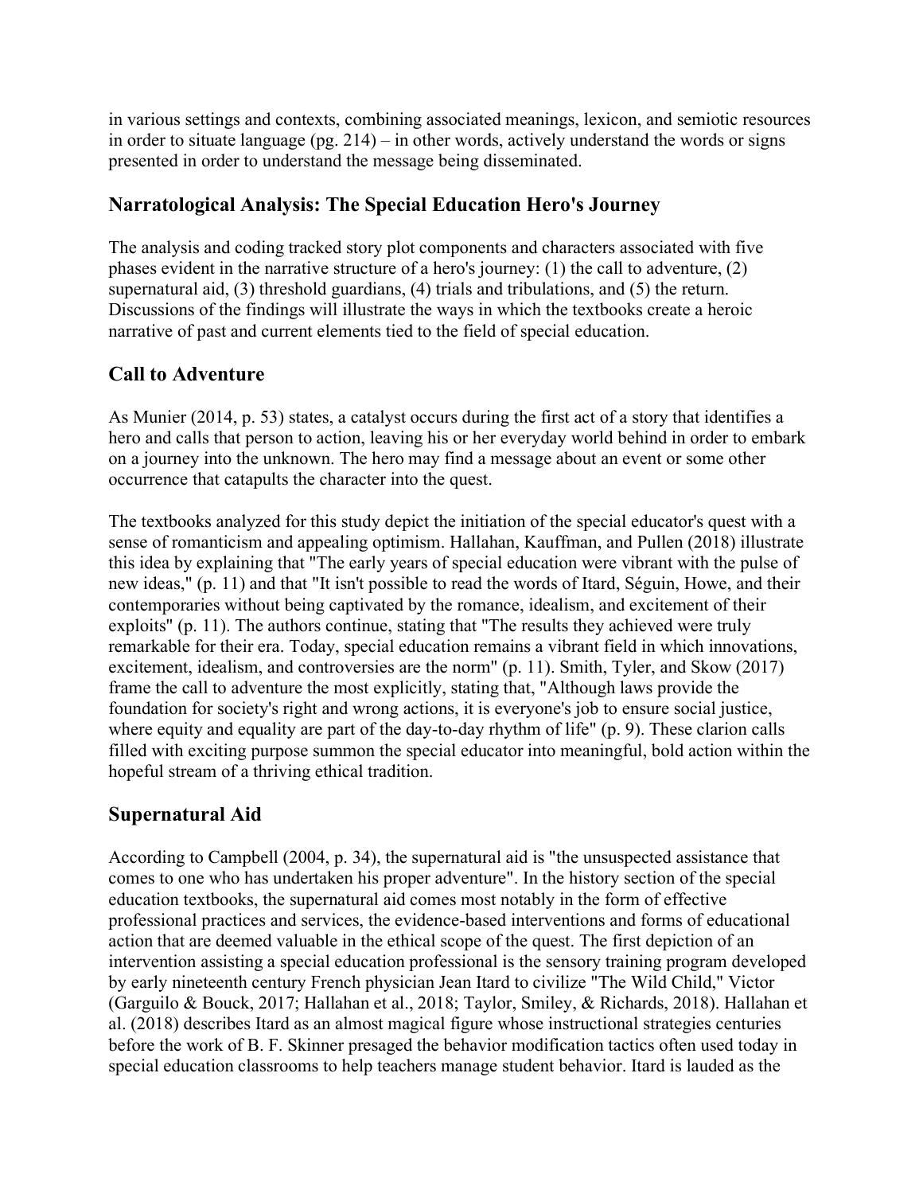in various settings and contexts, combining associated meanings, lexicon, and semiotic resources in order to situate language (pg. 214) – in other words, actively understand the words or signs presented in order to understand the message being disseminated.

## Narratological Analysis: The Special Education Hero's Journey

The analysis and coding tracked story plot components and characters associated with five phases evident in the narrative structure of a hero's journey: (1) the call to adventure, (2) supernatural aid, (3) threshold guardians, (4) trials and tribulations, and (5) the return. Discussions of the findings will illustrate the ways in which the textbooks create a heroic narrative of past and current elements tied to the field of special education.

## Call to Adventure

As Munier (2014, p. 53) states, a catalyst occurs during the first act of a story that identifies a hero and calls that person to action, leaving his or her everyday world behind in order to embark on a journey into the unknown. The hero may find a message about an event or some other occurrence that catapults the character into the quest.

The textbooks analyzed for this study depict the initiation of the special educator's quest with a sense of romanticism and appealing optimism. Hallahan, Kauffman, and Pullen (2018) illustrate this idea by explaining that "The early years of special education were vibrant with the pulse of new ideas," (p. 11) and that "It isn't possible to read the words of Itard, Séguin, Howe, and their contemporaries without being captivated by the romance, idealism, and excitement of their exploits" (p. 11). The authors continue, stating that "The results they achieved were truly remarkable for their era. Today, special education remains a vibrant field in which innovations, excitement, idealism, and controversies are the norm" (p. 11). Smith, Tyler, and Skow (2017) frame the call to adventure the most explicitly, stating that, "Although laws provide the foundation for society's right and wrong actions, it is everyone's job to ensure social justice, where equity and equality are part of the day-to-day rhythm of life" (p. 9). These clarion calls filled with exciting purpose summon the special educator into meaningful, bold action within the hopeful stream of a thriving ethical tradition.

## Supernatural Aid

According to Campbell (2004, p. 34), the supernatural aid is "the unsuspected assistance that comes to one who has undertaken his proper adventure". In the history section of the special education textbooks, the supernatural aid comes most notably in the form of effective professional practices and services, the evidence-based interventions and forms of educational action that are deemed valuable in the ethical scope of the quest. The first depiction of an intervention assisting a special education professional is the sensory training program developed by early nineteenth century French physician Jean Itard to civilize "The Wild Child," Victor (Garguilo & Bouck, 2017; Hallahan et al., 2018; Taylor, Smiley, & Richards, 2018). Hallahan et al. (2018) describes Itard as an almost magical figure whose instructional strategies centuries before the work of B. F. Skinner presaged the behavior modification tactics often used today in special education classrooms to help teachers manage student behavior. Itard is lauded as the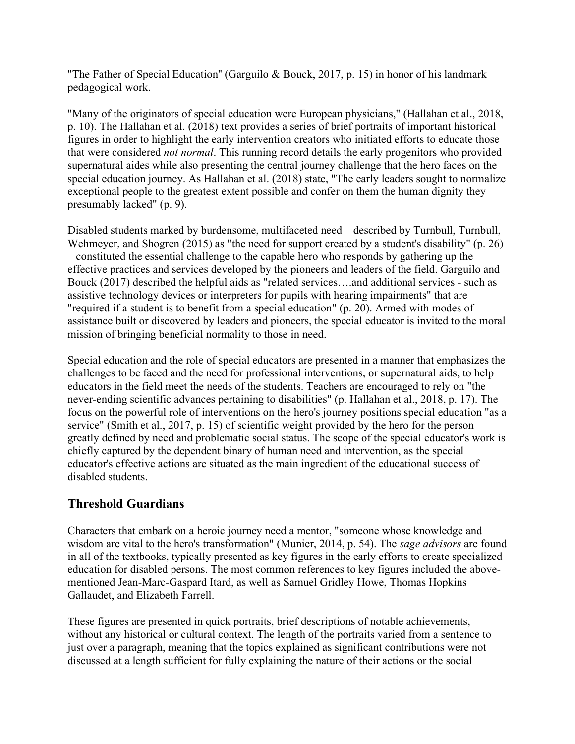"The Father of Special Education" (Garguilo & Bouck, 2017, p. 15) in honor of his landmark pedagogical work.

"Many of the originators of special education were European physicians," (Hallahan et al., 2018, p. 10). The Hallahan et al. (2018) text provides a series of brief portraits of important historical figures in order to highlight the early intervention creators who initiated efforts to educate those that were considered *not normal*. This running record details the early progenitors who provided supernatural aides while also presenting the central journey challenge that the hero faces on the special education journey. As Hallahan et al. (2018) state, "The early leaders sought to normalize exceptional people to the greatest extent possible and confer on them the human dignity they presumably lacked" (p. 9).

Disabled students marked by burdensome, multifaceted need – described by Turnbull, Turnbull, Wehmeyer, and Shogren (2015) as "the need for support created by a student's disability" (p. 26) – constituted the essential challenge to the capable hero who responds by gathering up the effective practices and services developed by the pioneers and leaders of the field. Garguilo and Bouck (2017) described the helpful aids as "related services….and additional services - such as assistive technology devices or interpreters for pupils with hearing impairments" that are "required if a student is to benefit from a special education" (p. 20). Armed with modes of assistance built or discovered by leaders and pioneers, the special educator is invited to the moral mission of bringing beneficial normality to those in need.

Special education and the role of special educators are presented in a manner that emphasizes the challenges to be faced and the need for professional interventions, or supernatural aids, to help educators in the field meet the needs of the students. Teachers are encouraged to rely on "the never-ending scientific advances pertaining to disabilities" (p. Hallahan et al., 2018, p. 17). The focus on the powerful role of interventions on the hero's journey positions special education "as a service" (Smith et al., 2017, p. 15) of scientific weight provided by the hero for the person greatly defined by need and problematic social status. The scope of the special educator's work is chiefly captured by the dependent binary of human need and intervention, as the special educator's effective actions are situated as the main ingredient of the educational success of disabled students.

## Threshold Guardians

Characters that embark on a heroic journey need a mentor, "someone whose knowledge and wisdom are vital to the hero's transformation" (Munier, 2014, p. 54). The *sage advisors* are found in all of the textbooks, typically presented as key figures in the early efforts to create specialized education for disabled persons. The most common references to key figures included the above-mentioned Jean-Marc-Gaspard Itard, as well as Samuel Gridley Howe, Thomas Hopkins Gallaudet, and Elizabeth Farrell.

These figures are presented in quick portraits, brief descriptions of notable achievements, without any historical or cultural context. The length of the portraits varied from a sentence to just over a paragraph, meaning that the topics explained as significant contributions were not discussed at a length sufficient for fully explaining the nature of their actions or the social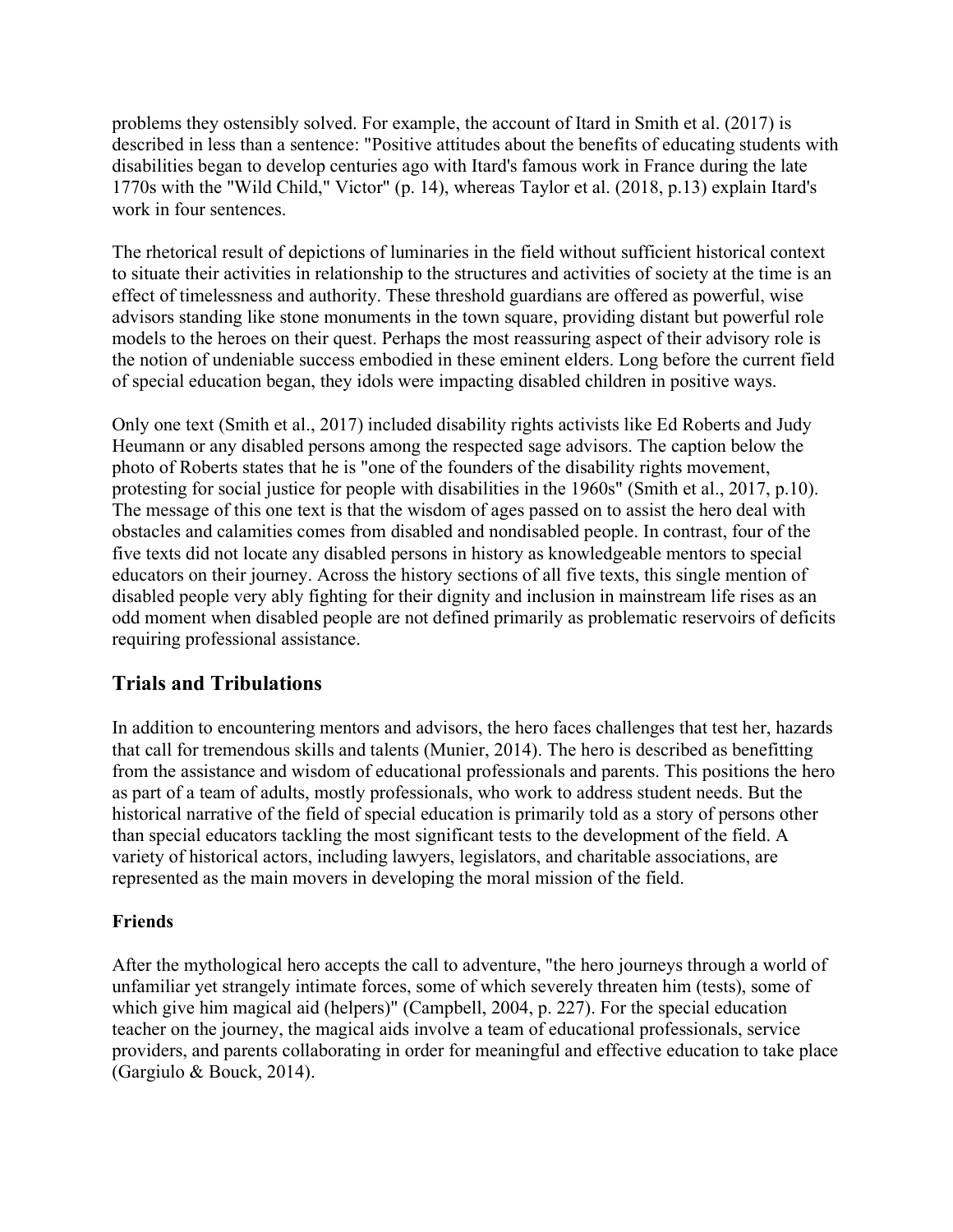problems they ostensibly solved. For example, the account of Itard in Smith et al. (2017) is described in less than a sentence: "Positive attitudes about the benefits of educating students with disabilities began to develop centuries ago with Itard's famous work in France during the late 1770s with the "Wild Child," Victor" (p. 14), whereas Taylor et al. (2018, p.13) explain Itard's work in four sentences.

The rhetorical result of depictions of luminaries in the field without sufficient historical context to situate their activities in relationship to the structures and activities of society at the time is an effect of timelessness and authority. These threshold guardians are offered as powerful, wise advisors standing like stone monuments in the town square, providing distant but powerful role models to the heroes on their quest. Perhaps the most reassuring aspect of their advisory role is the notion of undeniable success embodied in these eminent elders. Long before the current field of special education began, they idols were impacting disabled children in positive ways.

Only one text (Smith et al., 2017) included disability rights activists like Ed Roberts and Judy Heumann or any disabled persons among the respected sage advisors. The caption below the photo of Roberts states that he is "one of the founders of the disability rights movement, protesting for social justice for people with disabilities in the 1960s" (Smith et al., 2017, p.10). The message of this one text is that the wisdom of ages passed on to assist the hero deal with obstacles and calamities comes from disabled and nondisabled people. In contrast, four of the five texts did not locate any disabled persons in history as knowledgeable mentors to special educators on their journey. Across the history sections of all five texts, this single mention of disabled people very ably fighting for their dignity and inclusion in mainstream life rises as an odd moment when disabled people are not defined primarily as problematic reservoirs of deficits requiring professional assistance.

## Trials and Tribulations

In addition to encountering mentors and advisors, the hero faces challenges that test her, hazards that call for tremendous skills and talents (Munier, 2014). The hero is described as benefitting from the assistance and wisdom of educational professionals and parents. This positions the hero as part of a team of adults, mostly professionals, who work to address student needs. But the historical narrative of the field of special education is primarily told as a story of persons other than special educators tackling the most significant tests to the development of the field. A variety of historical actors, including lawyers, legislators, and charitable associations, are represented as the main movers in developing the moral mission of the field.

### Friends

After the mythological hero accepts the call to adventure, "the hero journeys through a world of unfamiliar yet strangely intimate forces, some of which severely threaten him (tests), some of which give him magical aid (helpers)" (Campbell, 2004, p. 227). For the special education teacher on the journey, the magical aids involve a team of educational professionals, service providers, and parents collaborating in order for meaningful and effective education to take place (Gargiulo & Bouck, 2014).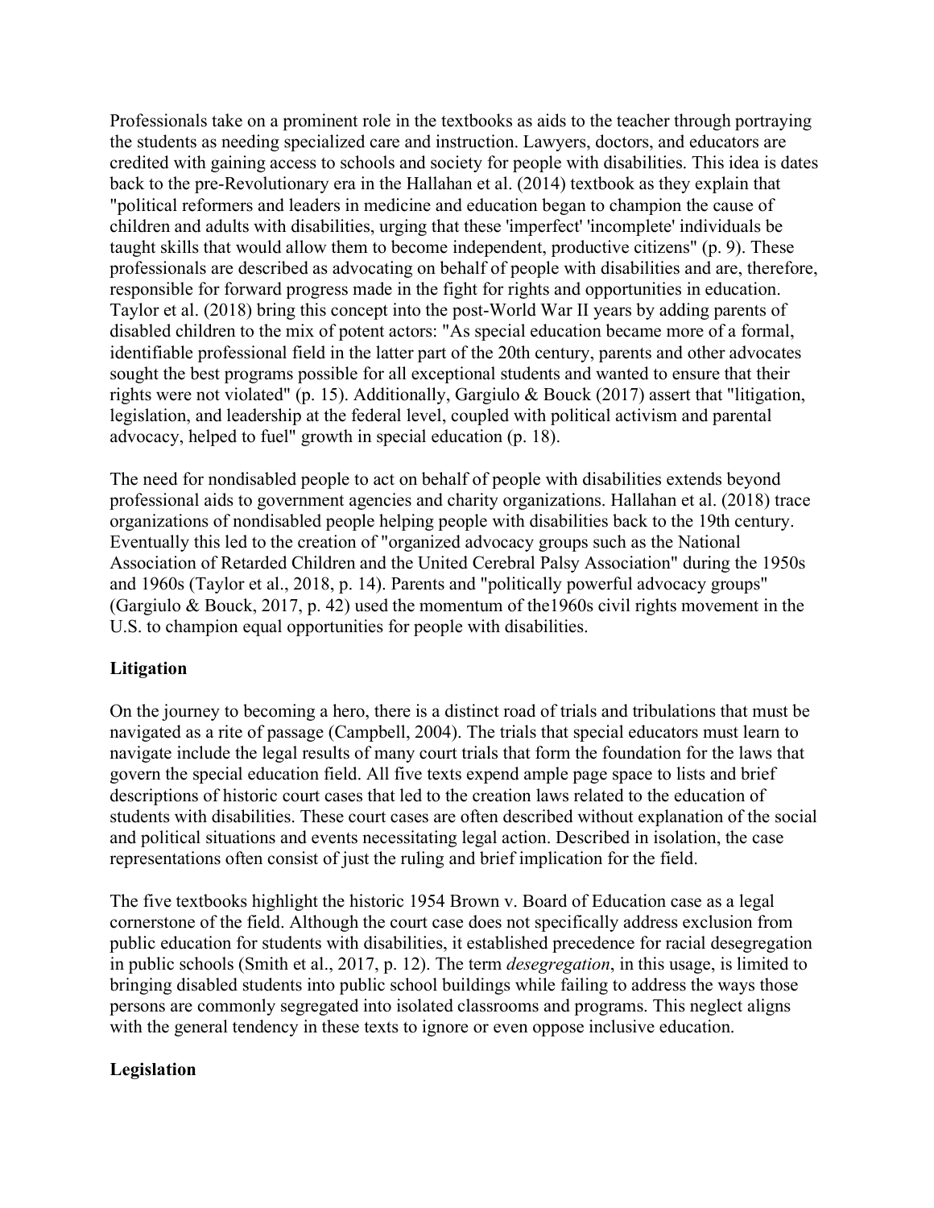Professionals take on a prominent role in the textbooks as aids to the teacher through portraying the students as needing specialized care and instruction. Lawyers, doctors, and educators are credited with gaining access to schools and society for people with disabilities. This idea is dates back to the pre-Revolutionary era in the Hallahan et al. (2014) textbook as they explain that "political reformers and leaders in medicine and education began to champion the cause of children and adults with disabilities, urging that these 'imperfect' 'incomplete' individuals be taught skills that would allow them to become independent, productive citizens" (p. 9). These professionals are described as advocating on behalf of people with disabilities and are, therefore, responsible for forward progress made in the fight for rights and opportunities in education. Taylor et al. (2018) bring this concept into the post-World War II years by adding parents of disabled children to the mix of potent actors: "As special education became more of a formal, identifiable professional field in the latter part of the 20th century, parents and other advocates sought the best programs possible for all exceptional students and wanted to ensure that their rights were not violated" (p. 15). Additionally, Gargiulo & Bouck (2017) assert that "litigation, legislation, and leadership at the federal level, coupled with political activism and parental advocacy, helped to fuel" growth in special education (p. 18).

The need for nondisabled people to act on behalf of people with disabilities extends beyond professional aids to government agencies and charity organizations. Hallahan et al. (2018) trace organizations of nondisabled people helping people with disabilities back to the 19th century. Eventually this led to the creation of "organized advocacy groups such as the National Association of Retarded Children and the United Cerebral Palsy Association" during the 1950s and 1960s (Taylor et al., 2018, p. 14). Parents and "politically powerful advocacy groups" (Gargiulo & Bouck, 2017, p. 42) used the momentum of the1960s civil rights movement in the U.S. to champion equal opportunities for people with disabilities.

## Litigation

On the journey to becoming a hero, there is a distinct road of trials and tribulations that must be navigated as a rite of passage (Campbell, 2004). The trials that special educators must learn to navigate include the legal results of many court trials that form the foundation for the laws that govern the special education field. All five texts expend ample page space to lists and brief descriptions of historic court cases that led to the creation laws related to the education of students with disabilities. These court cases are often described without explanation of the social and political situations and events necessitating legal action. Described in isolation, the case representations often consist of just the ruling and brief implication for the field.

The five textbooks highlight the historic 1954 Brown v. Board of Education case as a legal cornerstone of the field. Although the court case does not specifically address exclusion from public education for students with disabilities, it established precedence for racial desegregation in public schools (Smith et al., 2017, p. 12). The term *desegregation*, in this usage, is limited to bringing disabled students into public school buildings while failing to address the ways those persons are commonly segregated into isolated classrooms and programs. This neglect aligns with the general tendency in these texts to ignore or even oppose inclusive education.

## Legislation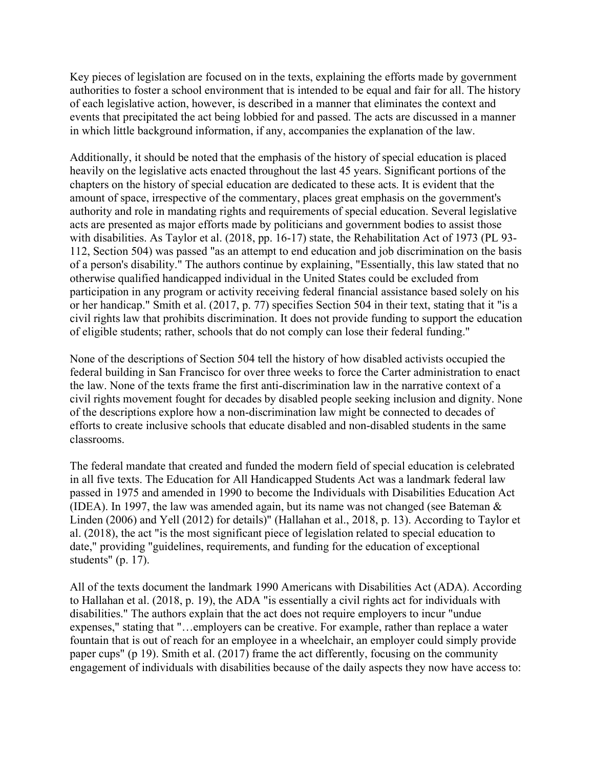Key pieces of legislation are focused on in the texts, explaining the efforts made by government authorities to foster a school environment that is intended to be equal and fair for all. The history of each legislative action, however, is described in a manner that eliminates the context and events that precipitated the act being lobbied for and passed. The acts are discussed in a manner in which little background information, if any, accompanies the explanation of the law.

Additionally, it should be noted that the emphasis of the history of special education is placed heavily on the legislative acts enacted throughout the last 45 years. Significant portions of the chapters on the history of special education are dedicated to these acts. It is evident that the amount of space, irrespective of the commentary, places great emphasis on the government's authority and role in mandating rights and requirements of special education. Several legislative acts are presented as major efforts made by politicians and government bodies to assist those with disabilities. As Taylor et al. (2018, pp. 16-17) state, the Rehabilitation Act of 1973 (PL 93-112, Section 504) was passed "as an attempt to end education and job discrimination on the basis of a person's disability." The authors continue by explaining, "Essentially, this law stated that no otherwise qualified handicapped individual in the United States could be excluded from participation in any program or activity receiving federal financial assistance based solely on his or her handicap." Smith et al. (2017, p. 77) specifies Section 504 in their text, stating that it "is a civil rights law that prohibits discrimination. It does not provide funding to support the education of eligible students; rather, schools that do not comply can lose their federal funding."

None of the descriptions of Section 504 tell the history of how disabled activists occupied the federal building in San Francisco for over three weeks to force the Carter administration to enact the law. None of the texts frame the first anti-discrimination law in the narrative context of a civil rights movement fought for decades by disabled people seeking inclusion and dignity. None of the descriptions explore how a non-discrimination law might be connected to decades of efforts to create inclusive schools that educate disabled and non-disabled students in the same classrooms.

The federal mandate that created and funded the modern field of special education is celebrated in all five texts. The Education for All Handicapped Students Act was a landmark federal law passed in 1975 and amended in 1990 to become the Individuals with Disabilities Education Act (IDEA). In 1997, the law was amended again, but its name was not changed (see Bateman & Linden (2006) and Yell (2012) for details)" (Hallahan et al., 2018, p. 13). According to Taylor et al. (2018), the act "is the most significant piece of legislation related to special education to date," providing "guidelines, requirements, and funding for the education of exceptional students" (p. 17).

All of the texts document the landmark 1990 Americans with Disabilities Act (ADA). According to Hallahan et al. (2018, p. 19), the ADA "is essentially a civil rights act for individuals with disabilities." The authors explain that the act does not require employers to incur "undue expenses," stating that "…employers can be creative. For example, rather than replace a water fountain that is out of reach for an employee in a wheelchair, an employer could simply provide paper cups" (p 19). Smith et al. (2017) frame the act differently, focusing on the community engagement of individuals with disabilities because of the daily aspects they now have access to: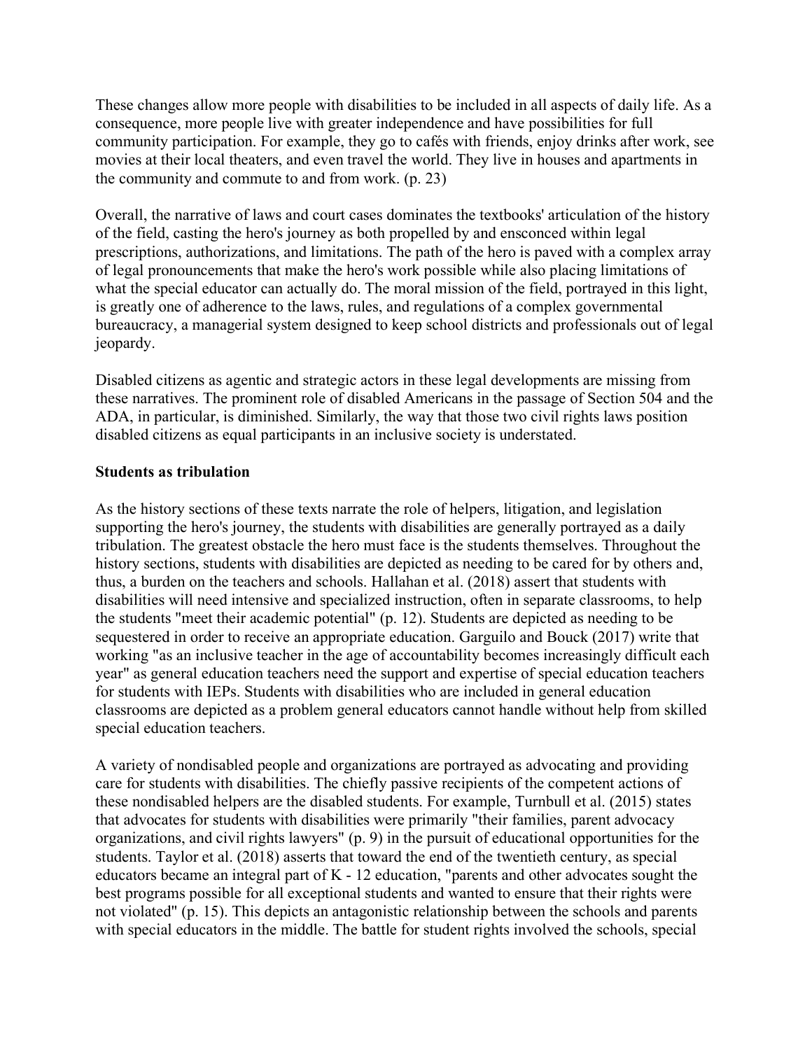These changes allow more people with disabilities to be included in all aspects of daily life. As a consequence, more people live with greater independence and have possibilities for full community participation. For example, they go to cafés with friends, enjoy drinks after work, see movies at their local theaters, and even travel the world. They live in houses and apartments in the community and commute to and from work. (p. 23)

Overall, the narrative of laws and court cases dominates the textbooks' articulation of the history of the field, casting the hero's journey as both propelled by and ensconced within legal prescriptions, authorizations, and limitations. The path of the hero is paved with a complex array of legal pronouncements that make the hero's work possible while also placing limitations of what the special educator can actually do. The moral mission of the field, portrayed in this light, is greatly one of adherence to the laws, rules, and regulations of a complex governmental bureaucracy, a managerial system designed to keep school districts and professionals out of legal jeopardy.

Disabled citizens as agentic and strategic actors in these legal developments are missing from these narratives. The prominent role of disabled Americans in the passage of Section 504 and the ADA, in particular, is diminished. Similarly, the way that those two civil rights laws position disabled citizens as equal participants in an inclusive society is understated.

**Students as tribulation**

As the history sections of these texts narrate the role of helpers, litigation, and legislation supporting the hero's journey, the students with disabilities are generally portrayed as a daily tribulation. The greatest obstacle the hero must face is the students themselves. Throughout the history sections, students with disabilities are depicted as needing to be cared for by others and, thus, a burden on the teachers and schools. Hallahan et al. (2018) assert that students with disabilities will need intensive and specialized instruction, often in separate classrooms, to help the students "meet their academic potential" (p. 12). Students are depicted as needing to be sequestered in order to receive an appropriate education. Garguilo and Bouck (2017) write that working "as an inclusive teacher in the age of accountability becomes increasingly difficult each year" as general education teachers need the support and expertise of special education teachers for students with IEPs. Students with disabilities who are included in general education classrooms are depicted as a problem general educators cannot handle without help from skilled special education teachers.

A variety of nondisabled people and organizations are portrayed as advocating and providing care for students with disabilities. The chiefly passive recipients of the competent actions of these nondisabled helpers are the disabled students. For example, Turnbull et al. (2015) states that advocates for students with disabilities were primarily "their families, parent advocacy organizations, and civil rights lawyers" (p. 9) in the pursuit of educational opportunities for the students. Taylor et al. (2018) asserts that toward the end of the twentieth century, as special educators became an integral part of K - 12 education, "parents and other advocates sought the best programs possible for all exceptional students and wanted to ensure that their rights were not violated" (p. 15). This depicts an antagonistic relationship between the schools and parents with special educators in the middle. The battle for student rights involved the schools, special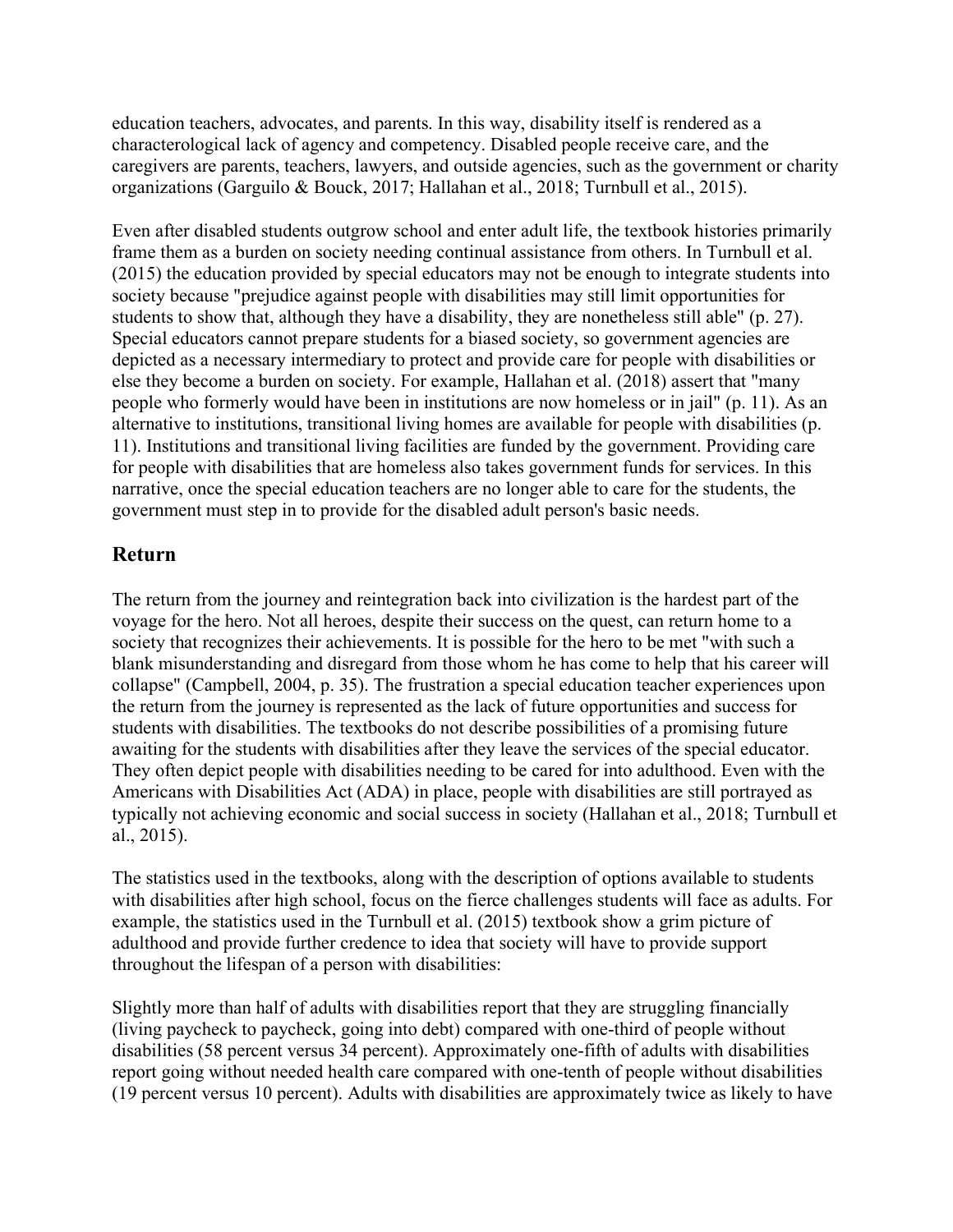education teachers, advocates, and parents. In this way, disability itself is rendered as a characterological lack of agency and competency. Disabled people receive care, and the caregivers are parents, teachers, lawyers, and outside agencies, such as the government or charity organizations (Garguilo & Bouck, 2017; Hallahan et al., 2018; Turnbull et al., 2015).

Even after disabled students outgrow school and enter adult life, the textbook histories primarily frame them as a burden on society needing continual assistance from others. In Turnbull et al. (2015) the education provided by special educators may not be enough to integrate students into society because "prejudice against people with disabilities may still limit opportunities for students to show that, although they have a disability, they are nonetheless still able" (p. 27). Special educators cannot prepare students for a biased society, so government agencies are depicted as a necessary intermediary to protect and provide care for people with disabilities or else they become a burden on society. For example, Hallahan et al. (2018) assert that "many people who formerly would have been in institutions are now homeless or in jail" (p. 11). As an alternative to institutions, transitional living homes are available for people with disabilities (p. 11). Institutions and transitional living facilities are funded by the government. Providing care for people with disabilities that are homeless also takes government funds for services. In this narrative, once the special education teachers are no longer able to care for the students, the government must step in to provide for the disabled adult person's basic needs.

## Return

The return from the journey and reintegration back into civilization is the hardest part of the voyage for the hero. Not all heroes, despite their success on the quest, can return home to a society that recognizes their achievements. It is possible for the hero to be met "with such a blank misunderstanding and disregard from those whom he has come to help that his career will collapse" (Campbell, 2004, p. 35). The frustration a special education teacher experiences upon the return from the journey is represented as the lack of future opportunities and success for students with disabilities. The textbooks do not describe possibilities of a promising future awaiting for the students with disabilities after they leave the services of the special educator. They often depict people with disabilities needing to be cared for into adulthood. Even with the Americans with Disabilities Act (ADA) in place, people with disabilities are still portrayed as typically not achieving economic and social success in society (Hallahan et al., 2018; Turnbull et al., 2015).

The statistics used in the textbooks, along with the description of options available to students with disabilities after high school, focus on the fierce challenges students will face as adults. For example, the statistics used in the Turnbull et al. (2015) textbook show a grim picture of adulthood and provide further credence to idea that society will have to provide support throughout the lifespan of a person with disabilities:

Slightly more than half of adults with disabilities report that they are struggling financially (living paycheck to paycheck, going into debt) compared with one-third of people without disabilities (58 percent versus 34 percent). Approximately one-fifth of adults with disabilities report going without needed health care compared with one-tenth of people without disabilities (19 percent versus 10 percent). Adults with disabilities are approximately twice as likely to have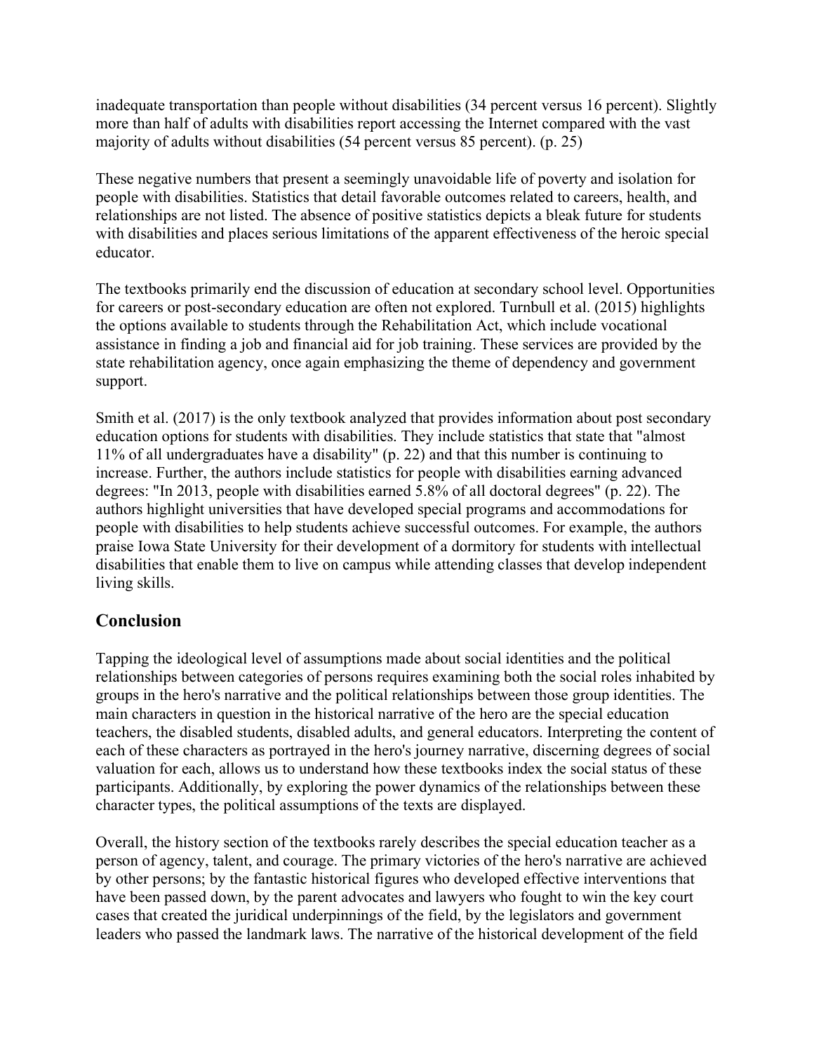inadequate transportation than people without disabilities (34 percent versus 16 percent). Slightly more than half of adults with disabilities report accessing the Internet compared with the vast majority of adults without disabilities (54 percent versus 85 percent). (p. 25)

These negative numbers that present a seemingly unavoidable life of poverty and isolation for people with disabilities. Statistics that detail favorable outcomes related to careers, health, and relationships are not listed. The absence of positive statistics depicts a bleak future for students with disabilities and places serious limitations of the apparent effectiveness of the heroic special educator.

The textbooks primarily end the discussion of education at secondary school level. Opportunities for careers or post-secondary education are often not explored. Turnbull et al. (2015) highlights the options available to students through the Rehabilitation Act, which include vocational assistance in finding a job and financial aid for job training. These services are provided by the state rehabilitation agency, once again emphasizing the theme of dependency and government support.

Smith et al. (2017) is the only textbook analyzed that provides information about post secondary education options for students with disabilities. They include statistics that state that "almost 11% of all undergraduates have a disability" (p. 22) and that this number is continuing to increase. Further, the authors include statistics for people with disabilities earning advanced degrees: "In 2013, people with disabilities earned 5.8% of all doctoral degrees" (p. 22). The authors highlight universities that have developed special programs and accommodations for people with disabilities to help students achieve successful outcomes. For example, the authors praise Iowa State University for their development of a dormitory for students with intellectual disabilities that enable them to live on campus while attending classes that develop independent living skills.

## Conclusion

Tapping the ideological level of assumptions made about social identities and the political relationships between categories of persons requires examining both the social roles inhabited by groups in the hero's narrative and the political relationships between those group identities. The main characters in question in the historical narrative of the hero are the special education teachers, the disabled students, disabled adults, and general educators. Interpreting the content of each of these characters as portrayed in the hero's journey narrative, discerning degrees of social valuation for each, allows us to understand how these textbooks index the social status of these participants. Additionally, by exploring the power dynamics of the relationships between these character types, the political assumptions of the texts are displayed.

Overall, the history section of the textbooks rarely describes the special education teacher as a person of agency, talent, and courage. The primary victories of the hero's narrative are achieved by other persons; by the fantastic historical figures who developed effective interventions that have been passed down, by the parent advocates and lawyers who fought to win the key court cases that created the juridical underpinnings of the field, by the legislators and government leaders who passed the landmark laws. The narrative of the historical development of the field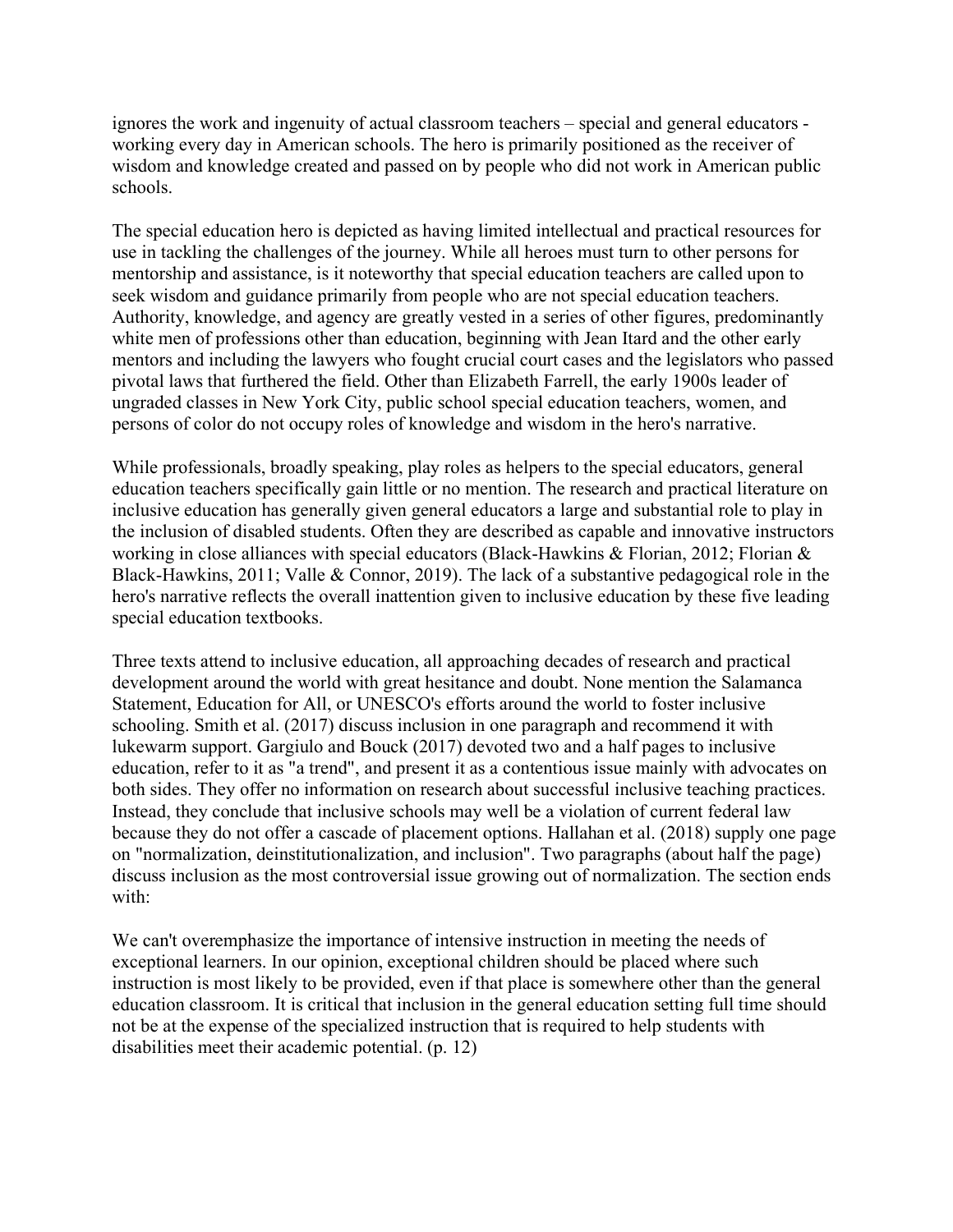ignores the work and ingenuity of actual classroom teachers – special and general educators - working every day in American schools. The hero is primarily positioned as the receiver of wisdom and knowledge created and passed on by people who did not work in American public schools.

The special education hero is depicted as having limited intellectual and practical resources for use in tackling the challenges of the journey. While all heroes must turn to other persons for mentorship and assistance, is it noteworthy that special education teachers are called upon to seek wisdom and guidance primarily from people who are not special education teachers. Authority, knowledge, and agency are greatly vested in a series of other figures, predominantly white men of professions other than education, beginning with Jean Itard and the other early mentors and including the lawyers who fought crucial court cases and the legislators who passed pivotal laws that furthered the field. Other than Elizabeth Farrell, the early 1900s leader of ungraded classes in New York City, public school special education teachers, women, and persons of color do not occupy roles of knowledge and wisdom in the hero's narrative.

While professionals, broadly speaking, play roles as helpers to the special educators, general education teachers specifically gain little or no mention. The research and practical literature on inclusive education has generally given general educators a large and substantial role to play in the inclusion of disabled students. Often they are described as capable and innovative instructors working in close alliances with special educators (Black-Hawkins & Florian, 2012; Florian & Black-Hawkins, 2011; Valle & Connor, 2019). The lack of a substantive pedagogical role in the hero's narrative reflects the overall inattention given to inclusive education by these five leading special education textbooks.

Three texts attend to inclusive education, all approaching decades of research and practical development around the world with great hesitance and doubt. None mention the Salamanca Statement, Education for All, or UNESCO's efforts around the world to foster inclusive schooling. Smith et al. (2017) discuss inclusion in one paragraph and recommend it with lukewarm support. Gargiulo and Bouck (2017) devoted two and a half pages to inclusive education, refer to it as "a trend", and present it as a contentious issue mainly with advocates on both sides. They offer no information on research about successful inclusive teaching practices. Instead, they conclude that inclusive schools may well be a violation of current federal law because they do not offer a cascade of placement options. Hallahan et al. (2018) supply one page on "normalization, deinstitutionalization, and inclusion". Two paragraphs (about half the page) discuss inclusion as the most controversial issue growing out of normalization. The section ends with:

We can't overemphasize the importance of intensive instruction in meeting the needs of exceptional learners. In our opinion, exceptional children should be placed where such instruction is most likely to be provided, even if that place is somewhere other than the general education classroom. It is critical that inclusion in the general education setting full time should not be at the expense of the specialized instruction that is required to help students with disabilities meet their academic potential. (p. 12)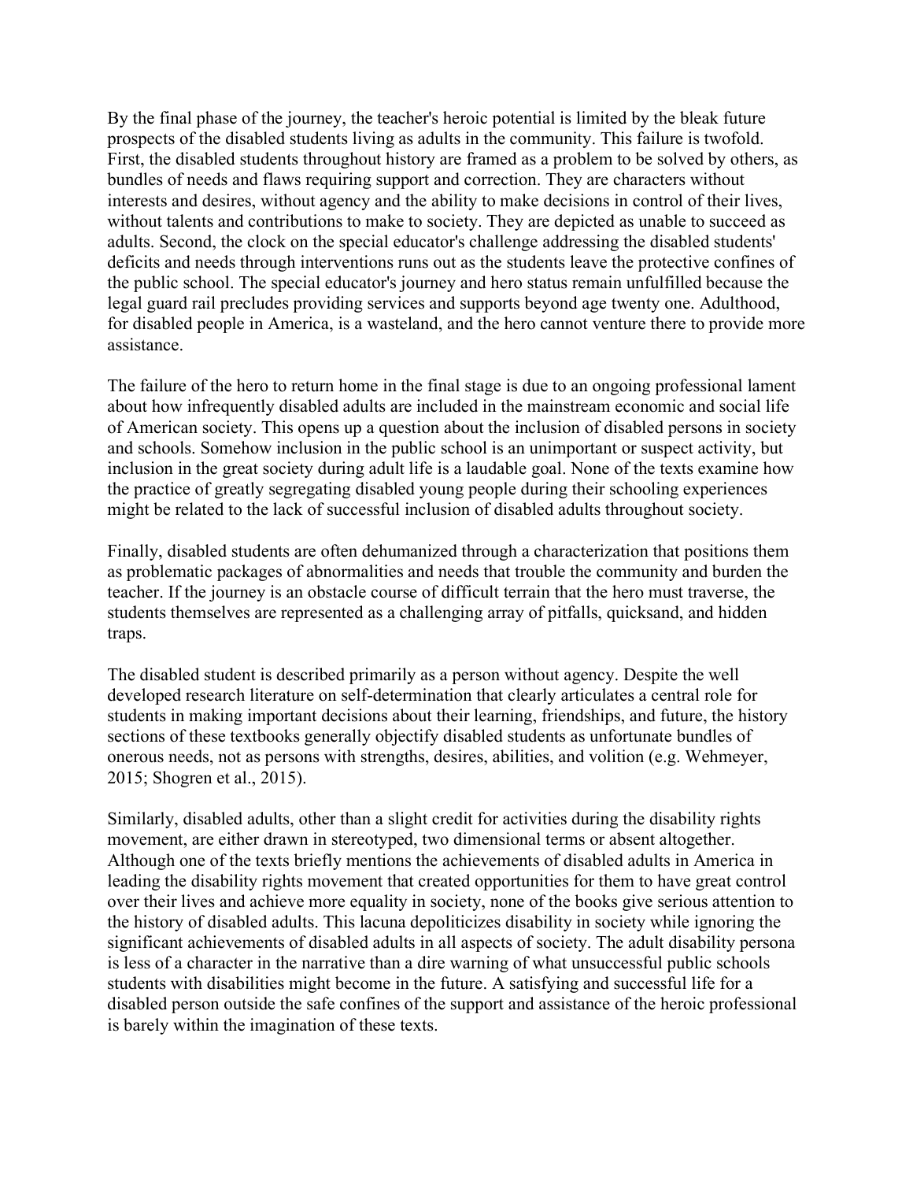By the final phase of the journey, the teacher's heroic potential is limited by the bleak future prospects of the disabled students living as adults in the community. This failure is twofold. First, the disabled students throughout history are framed as a problem to be solved by others, as bundles of needs and flaws requiring support and correction. They are characters without interests and desires, without agency and the ability to make decisions in control of their lives, without talents and contributions to make to society. They are depicted as unable to succeed as adults. Second, the clock on the special educator's challenge addressing the disabled students' deficits and needs through interventions runs out as the students leave the protective confines of the public school. The special educator's journey and hero status remain unfulfilled because the legal guard rail precludes providing services and supports beyond age twenty one. Adulthood, for disabled people in America, is a wasteland, and the hero cannot venture there to provide more assistance.

The failure of the hero to return home in the final stage is due to an ongoing professional lament about how infrequently disabled adults are included in the mainstream economic and social life of American society. This opens up a question about the inclusion of disabled persons in society and schools. Somehow inclusion in the public school is an unimportant or suspect activity, but inclusion in the great society during adult life is a laudable goal. None of the texts examine how the practice of greatly segregating disabled young people during their schooling experiences might be related to the lack of successful inclusion of disabled adults throughout society.

Finally, disabled students are often dehumanized through a characterization that positions them as problematic packages of abnormalities and needs that trouble the community and burden the teacher. If the journey is an obstacle course of difficult terrain that the hero must traverse, the students themselves are represented as a challenging array of pitfalls, quicksand, and hidden traps.

The disabled student is described primarily as a person without agency. Despite the well developed research literature on self-determination that clearly articulates a central role for students in making important decisions about their learning, friendships, and future, the history sections of these textbooks generally objectify disabled students as unfortunate bundles of onerous needs, not as persons with strengths, desires, abilities, and volition (e.g. Wehmeyer, 2015; Shogren et al., 2015).

Similarly, disabled adults, other than a slight credit for activities during the disability rights movement, are either drawn in stereotyped, two dimensional terms or absent altogether. Although one of the texts briefly mentions the achievements of disabled adults in America in leading the disability rights movement that created opportunities for them to have great control over their lives and achieve more equality in society, none of the books give serious attention to the history of disabled adults. This lacuna depoliticizes disability in society while ignoring the significant achievements of disabled adults in all aspects of society. The adult disability persona is less of a character in the narrative than a dire warning of what unsuccessful public schools students with disabilities might become in the future. A satisfying and successful life for a disabled person outside the safe confines of the support and assistance of the heroic professional is barely within the imagination of these texts.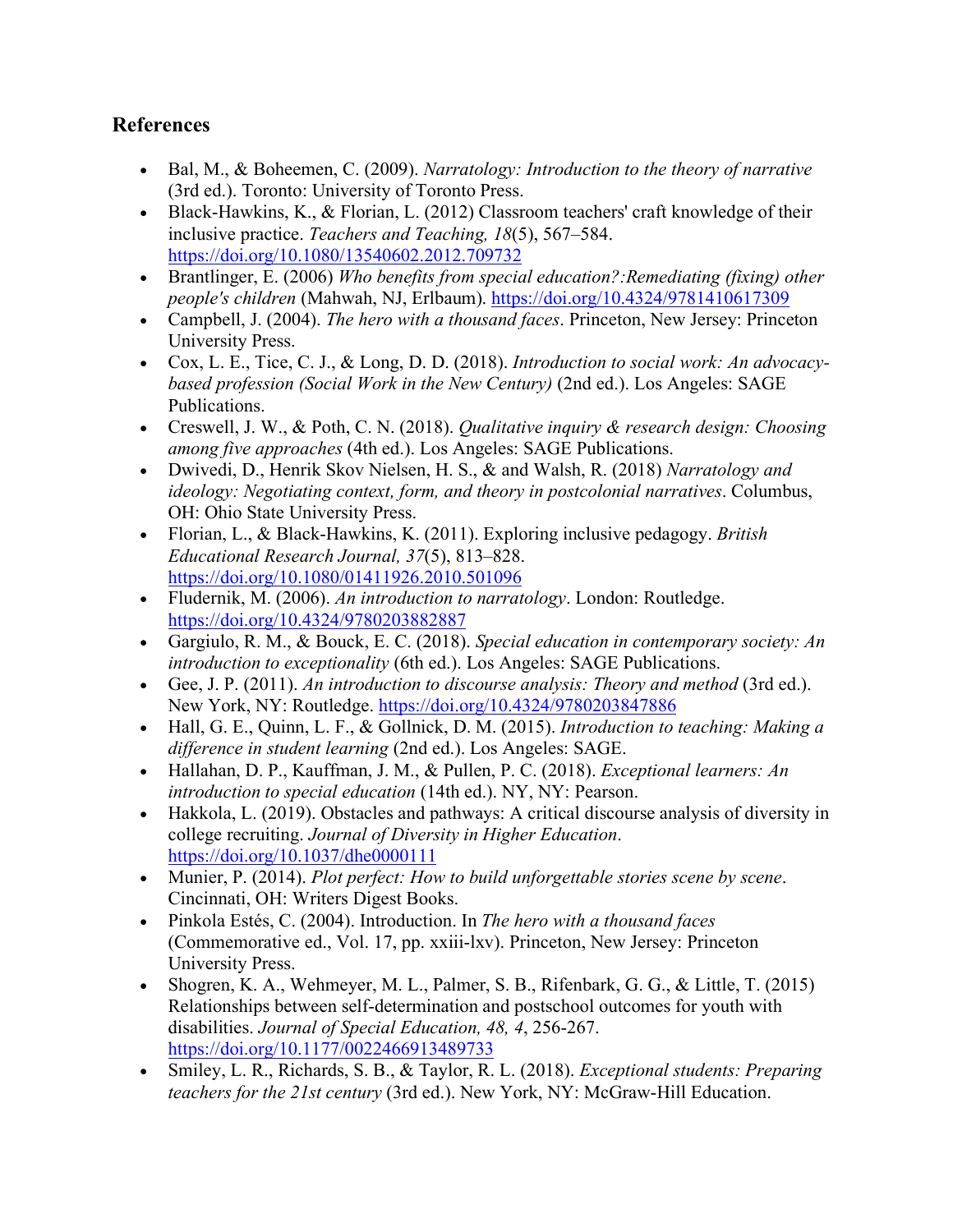## References

- Bal, M., & Boheemen, C. (2009). *Narratology: Introduction to the theory of narrative* (3rd ed.). Toronto: University of Toronto Press.
- Black-Hawkins, K., & Florian, L. (2012) Classroom teachers' craft knowledge of their inclusive practice. *Teachers and Teaching, 18*(5), 567–584. https://doi.org/10.1080/13540602.2012.709732
- Brantlinger, E. (2006) *Who benefits from special education?:Remediating (fixing) other people's children* (Mahwah, NJ, Erlbaum). https://doi.org/10.4324/9781410617309
- Campbell, J. (2004). *The hero with a thousand faces*. Princeton, New Jersey: Princeton University Press.
- Cox, L. E., Tice, C. J., & Long, D. D. (2018). *Introduction to social work: An advocacy-based profession (Social Work in the New Century)* (2nd ed.). Los Angeles: SAGE Publications.
- Creswell, J. W., & Poth, C. N. (2018). *Qualitative inquiry & research design: Choosing among five approaches* (4th ed.). Los Angeles: SAGE Publications.
- Dwivedi, D., Henrik Skov Nielsen, H. S., & and Walsh, R. (2018) *Narratology and ideology: Negotiating context, form, and theory in postcolonial narratives*. Columbus, OH: Ohio State University Press.
- Florian, L., & Black-Hawkins, K. (2011). Exploring inclusive pedagogy. *British Educational Research Journal, 37*(5), 813–828. https://doi.org/10.1080/01411926.2010.501096
- Fludernik, M. (2006). *An introduction to narratology*. London: Routledge. https://doi.org/10.4324/9780203882887
- Gargiulo, R. M., & Bouck, E. C. (2018). *Special education in contemporary society: An introduction to exceptionality* (6th ed.). Los Angeles: SAGE Publications.
- Gee, J. P. (2011). *An introduction to discourse analysis: Theory and method* (3rd ed.). New York, NY: Routledge. https://doi.org/10.4324/9780203847886
- Hall, G. E., Quinn, L. F., & Gollnick, D. M. (2015). *Introduction to teaching: Making a difference in student learning* (2nd ed.). Los Angeles: SAGE.
- Hallahan, D. P., Kauffman, J. M., & Pullen, P. C. (2018). *Exceptional learners: An introduction to special education* (14th ed.). NY, NY: Pearson.
- Hakkola, L. (2019). Obstacles and pathways: A critical discourse analysis of diversity in college recruiting. *Journal of Diversity in Higher Education*. https://doi.org/10.1037/dhe0000111
- Munier, P. (2014). *Plot perfect: How to build unforgettable stories scene by scene*. Cincinnati, OH: Writers Digest Books.
- Pinkola Estés, C. (2004). Introduction. In *The hero with a thousand faces* (Commemorative ed., Vol. 17, pp. xxiii-lxv). Princeton, New Jersey: Princeton University Press.
- Shogren, K. A., Wehmeyer, M. L., Palmer, S. B., Rifenbark, G. G., & Little, T. (2015) Relationships between self-determination and postschool outcomes for youth with disabilities. *Journal of Special Education, 48, 4*, 256-267. https://doi.org/10.1177/0022466913489733
- Smiley, L. R., Richards, S. B., & Taylor, R. L. (2018). *Exceptional students: Preparing teachers for the 21st century* (3rd ed.). New York, NY: McGraw-Hill Education.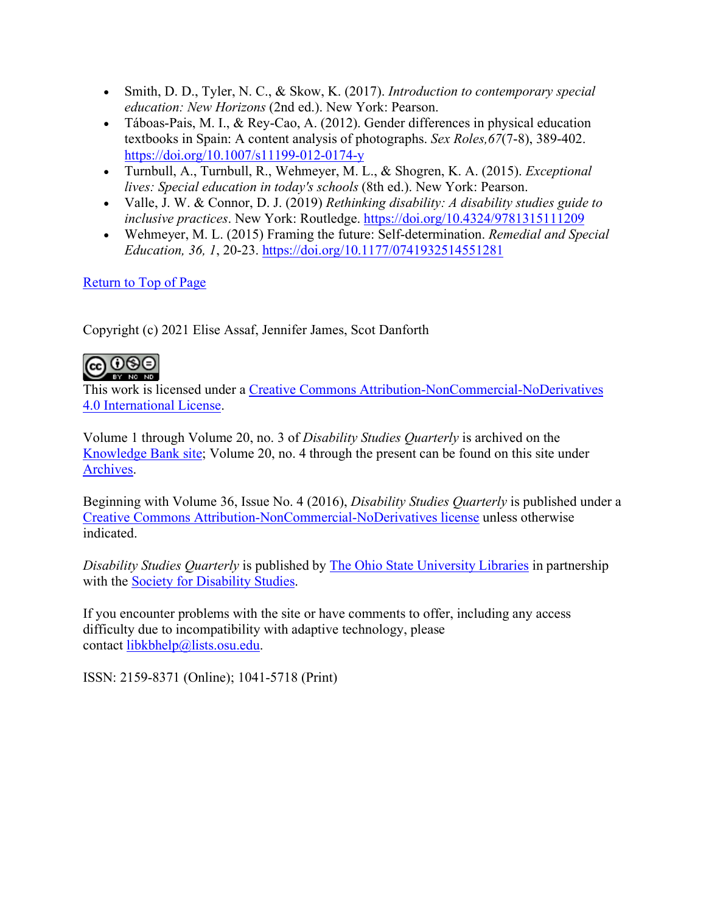- Smith, D. D., Tyler, N. C., & Skow, K. (2017). *Introduction to contemporary special education: New Horizons* (2nd ed.). New York: Pearson.
- Táboas-Pais, M. I., & Rey-Cao, A. (2012). Gender differences in physical education textbooks in Spain: A content analysis of photographs. *Sex Roles,67*(7-8), 389-402. https://doi.org/10.1007/s11199-012-0174-y
- Turnbull, A., Turnbull, R., Wehmeyer, M. L., & Shogren, K. A. (2015). *Exceptional lives: Special education in today's schools* (8th ed.). New York: Pearson.
- Valle, J. W. & Connor, D. J. (2019) *Rethinking disability: A disability studies guide to inclusive practices*. New York: Routledge. https://doi.org/10.4324/9781315111209
- Wehmeyer, M. L. (2015) Framing the future: Self-determination. *Remedial and Special Education, 36, 1*, 20-23. https://doi.org/10.1177/0741932514551281

Return to Top of Page

Copyright (c) 2021 Elise Assaf, Jennifer James, Scot Danforth

This work is licensed under a Creative Commons Attribution-NonCommercial-NoDerivatives 4.0 International License.

Volume 1 through Volume 20, no. 3 of *Disability Studies Quarterly* is archived on the Knowledge Bank site; Volume 20, no. 4 through the present can be found on this site under Archives.

Beginning with Volume 36, Issue No. 4 (2016), *Disability Studies Quarterly* is published under a Creative Commons Attribution-NonCommercial-NoDerivatives license unless otherwise indicated.

*Disability Studies Quarterly* is published by The Ohio State University Libraries in partnership with the Society for Disability Studies.

If you encounter problems with the site or have comments to offer, including any access difficulty due to incompatibility with adaptive technology, please contact libkbhelp@lists.osu.edu.

ISSN: 2159-8371 (Online); 1041-5718 (Print)